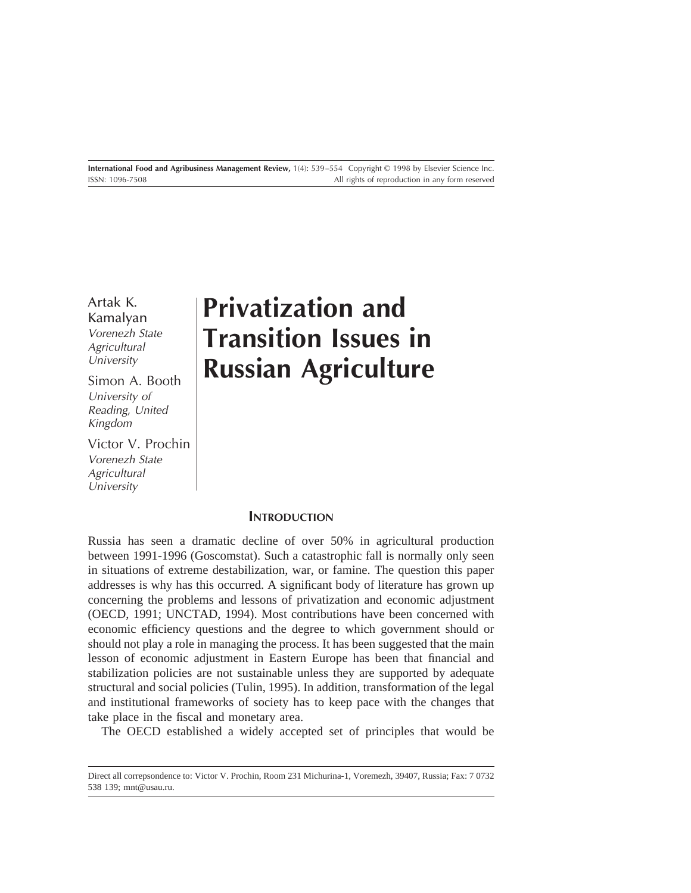# Privatization and Transition Issues in Russian Agriculture

Artak K. Kamalyan
*Vorenezh State Agricultural University*

Simon A. Booth
*University of Reading, United Kingdom*

Victor V. Prochin
*Vorenezh State Agricultural University*

## Introduction

Russia has seen a dramatic decline of over 50% in agricultural production between 1991-1996 (Goscomstat). Such a catastrophic fall is normally only seen in situations of extreme destabilization, war, or famine. The question this paper addresses is why has this occurred. A significant body of literature has grown up concerning the problems and lessons of privatization and economic adjustment (OECD, 1991; UNCTAD, 1994). Most contributions have been concerned with economic efficiency questions and the degree to which government should or should not play a role in managing the process. It has been suggested that the main lesson of economic adjustment in Eastern Europe has been that financial and stabilization policies are not sustainable unless they are supported by adequate structural and social policies (Tulin, 1995). In addition, transformation of the legal and institutional frameworks of society has to keep pace with the changes that take place in the fiscal and monetary area.

The OECD established a widely accepted set of principles that would be

Direct all correpsondence to: Victor V. Prochin, Room 231 Michurina-1, Voremezh, 39407, Russia; Fax: 7 0732 538 139; mnt@usau.ru.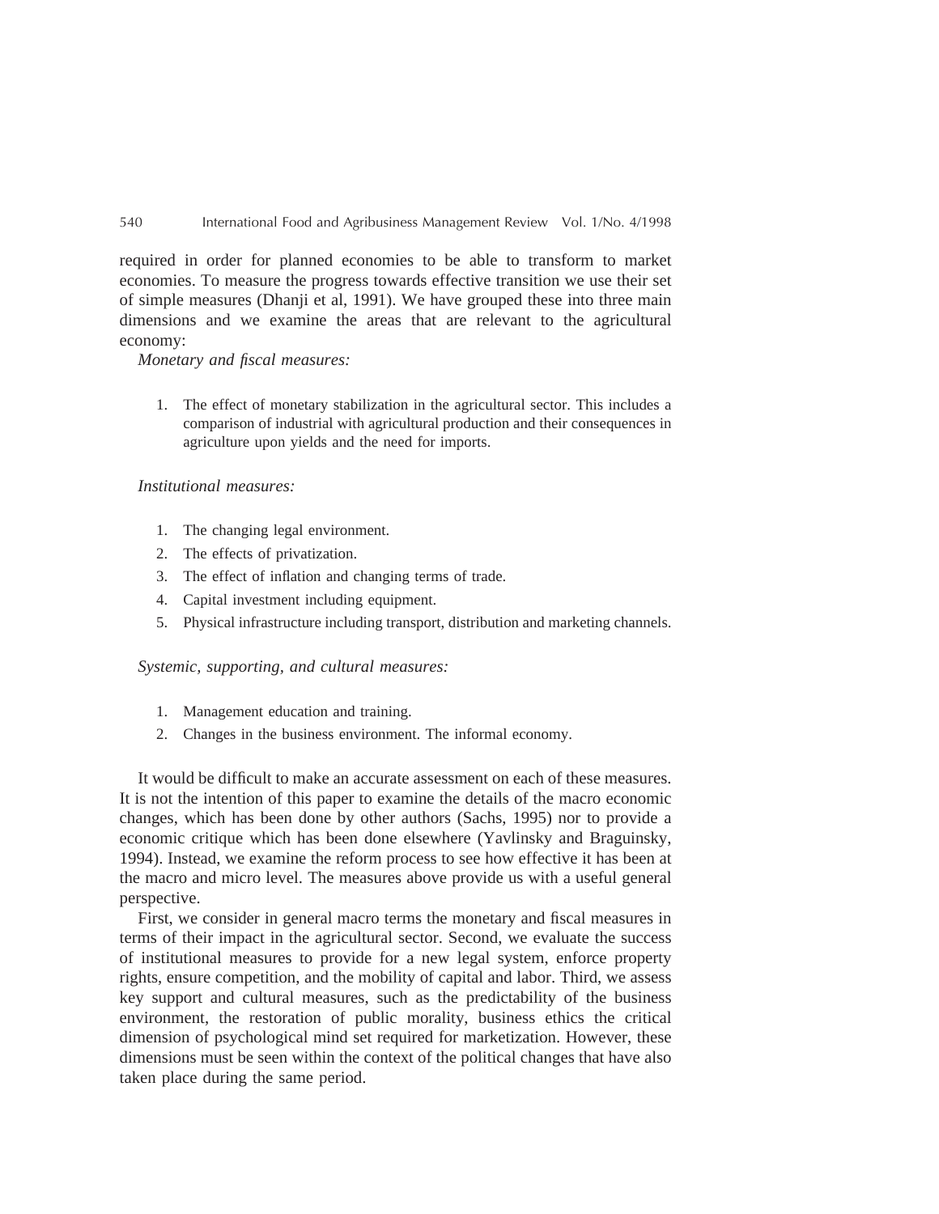required in order for planned economies to be able to transform to market economies. To measure the progress towards effective transition we use their set of simple measures (Dhanji et al, 1991). We have grouped these into three main dimensions and we examine the areas that are relevant to the agricultural economy:

*Monetary and fiscal measures:*

1. The effect of monetary stabilization in the agricultural sector. This includes a comparison of industrial with agricultural production and their consequences in agriculture upon yields and the need for imports.

*Institutional measures:*

1. The changing legal environment.
2. The effects of privatization.
3. The effect of inflation and changing terms of trade.
4. Capital investment including equipment.
5. Physical infrastructure including transport, distribution and marketing channels.

*Systemic, supporting, and cultural measures:*

1. Management education and training.
2. Changes in the business environment. The informal economy.

It would be difficult to make an accurate assessment on each of these measures. It is not the intention of this paper to examine the details of the macro economic changes, which has been done by other authors (Sachs, 1995) nor to provide a economic critique which has been done elsewhere (Yavlinsky and Braguinsky, 1994). Instead, we examine the reform process to see how effective it has been at the macro and micro level. The measures above provide us with a useful general perspective.

First, we consider in general macro terms the monetary and fiscal measures in terms of their impact in the agricultural sector. Second, we evaluate the success of institutional measures to provide for a new legal system, enforce property rights, ensure competition, and the mobility of capital and labor. Third, we assess key support and cultural measures, such as the predictability of the business environment, the restoration of public morality, business ethics the critical dimension of psychological mind set required for marketization. However, these dimensions must be seen within the context of the political changes that have also taken place during the same period.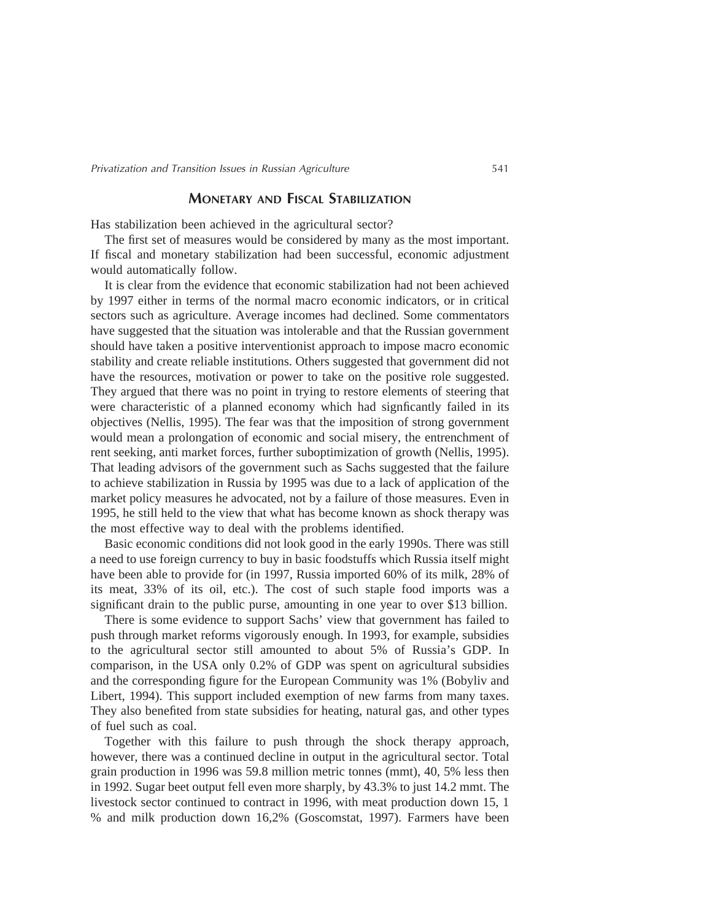## Monetary and Fiscal Stabilization

Has stabilization been achieved in the agricultural sector?

The first set of measures would be considered by many as the most important. If fiscal and monetary stabilization had been successful, economic adjustment would automatically follow.

It is clear from the evidence that economic stabilization had not been achieved by 1997 either in terms of the normal macro economic indicators, or in critical sectors such as agriculture. Average incomes had declined. Some commentators have suggested that the situation was intolerable and that the Russian government should have taken a positive interventionist approach to impose macro economic stability and create reliable institutions. Others suggested that government did not have the resources, motivation or power to take on the positive role suggested. They argued that there was no point in trying to restore elements of steering that were characteristic of a planned economy which had signficantly failed in its objectives (Nellis, 1995). The fear was that the imposition of strong government would mean a prolongation of economic and social misery, the entrenchment of rent seeking, anti market forces, further suboptimization of growth (Nellis, 1995). That leading advisors of the government such as Sachs suggested that the failure to achieve stabilization in Russia by 1995 was due to a lack of application of the market policy measures he advocated, not by a failure of those measures. Even in 1995, he still held to the view that what has become known as shock therapy was the most effective way to deal with the problems identified.

Basic economic conditions did not look good in the early 1990s. There was still a need to use foreign currency to buy in basic foodstuffs which Russia itself might have been able to provide for (in 1997, Russia imported 60% of its milk, 28% of its meat, 33% of its oil, etc.). The cost of such staple food imports was a significant drain to the public purse, amounting in one year to over $13 billion.

There is some evidence to support Sachs' view that government has failed to push through market reforms vigorously enough. In 1993, for example, subsidies to the agricultural sector still amounted to about 5% of Russia's GDP. In comparison, in the USA only 0.2% of GDP was spent on agricultural subsidies and the corresponding figure for the European Community was 1% (Bobyliv and Libert, 1994). This support included exemption of new farms from many taxes. They also benefited from state subsidies for heating, natural gas, and other types of fuel such as coal.

Together with this failure to push through the shock therapy approach, however, there was a continued decline in output in the agricultural sector. Total grain production in 1996 was 59.8 million metric tonnes (mmt), 40, 5% less then in 1992. Sugar beet output fell even more sharply, by 43.3% to just 14.2 mmt. The livestock sector continued to contract in 1996, with meat production down 15, 1 % and milk production down 16,2% (Goscomstat, 1997). Farmers have been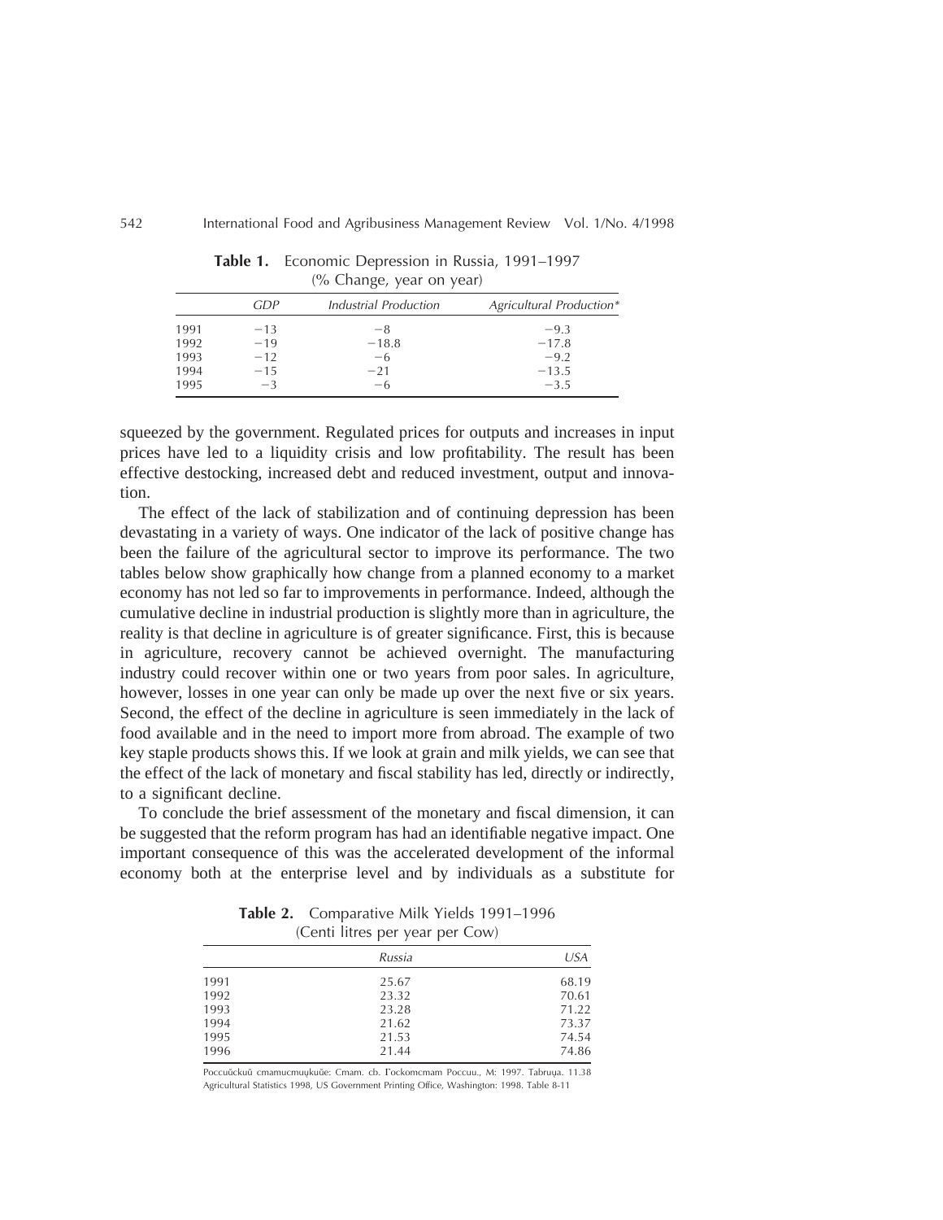**Table 1.** Economic Depression in Russia, 1991–1997
(% Change, year on year)

| | *GDP* | *Industrial Production* | *Agricultural Production\** |
|---|---|---|---|
| 1991 | −13 | −8 | −9.3 |
| 1992 | −19 | −18.8 | −17.8 |
| 1993 | −12 | −6 | −9.2 |
| 1994 | −15 | −21 | −13.5 |
| 1995 | −3 | −6 | −3.5 |

squeezed by the government. Regulated prices for outputs and increases in input prices have led to a liquidity crisis and low profitability. The result has been effective destocking, increased debt and reduced investment, output and innovation.

The effect of the lack of stabilization and of continuing depression has been devastating in a variety of ways. One indicator of the lack of positive change has been the failure of the agricultural sector to improve its performance. The two tables below show graphically how change from a planned economy to a market economy has not led so far to improvements in performance. Indeed, although the cumulative decline in industrial production is slightly more than in agriculture, the reality is that decline in agriculture is of greater significance. First, this is because in agriculture, recovery cannot be achieved overnight. The manufacturing industry could recover within one or two years from poor sales. In agriculture, however, losses in one year can only be made up over the next five or six years. Second, the effect of the decline in agriculture is seen immediately in the lack of food available and in the need to import more from abroad. The example of two key staple products shows this. If we look at grain and milk yields, we can see that the effect of the lack of monetary and fiscal stability has led, directly or indirectly, to a significant decline.

To conclude the brief assessment of the monetary and fiscal dimension, it can be suggested that the reform program has had an identifiable negative impact. One important consequence of this was the accelerated development of the informal economy both at the enterprise level and by individuals as a substitute for

**Table 2.** Comparative Milk Yields 1991–1996
(Centi litres per year per Cow)

| | *Russia* | *USA* |
|---|---|---|
| 1991 | 25.67 | 68.19 |
| 1992 | 23.32 | 70.61 |
| 1993 | 23.28 | 71.22 |
| 1994 | 21.62 | 73.37 |
| 1995 | 21.53 | 74.54 |
| 1996 | 21.44 | 74.86 |

Российский статистический: Стат. сб. Госкомстат России., М: 1997. Таблица. 11.38
Agricultural Statistics 1998, US Government Printing Office, Washington: 1998. Table 8-11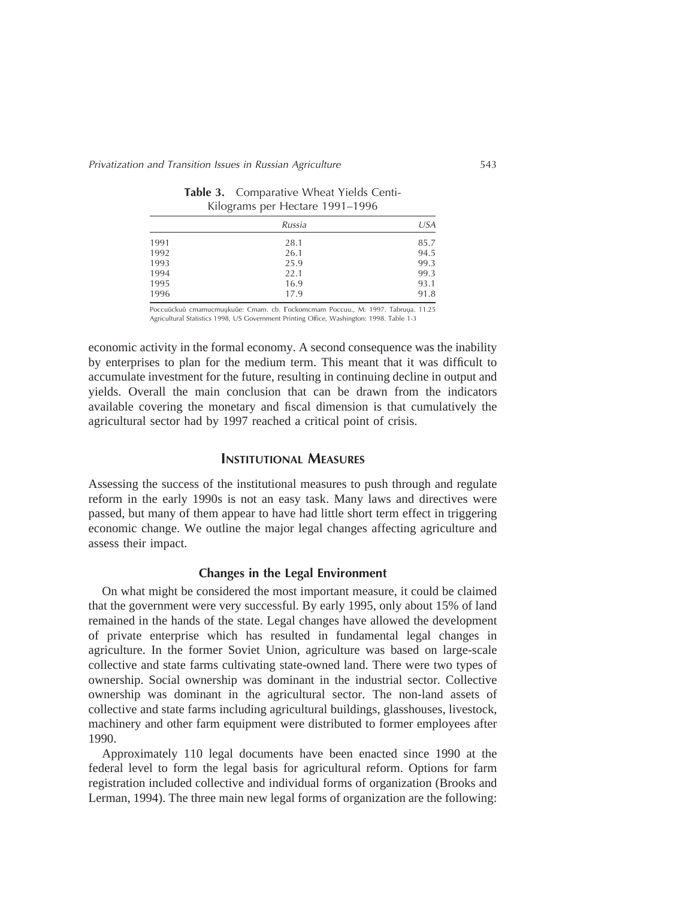**Table 3.** Comparative Wheat Yields Centi-Kilograms per Hectare 1991–1996

| | *Russia* | *USA* |
|---|---|---|
| 1991 | 28.1 | 85.7 |
| 1992 | 26.1 | 94.5 |
| 1993 | 25.9 | 99.3 |
| 1994 | 22.1 | 99.3 |
| 1995 | 16.9 | 93.1 |
| 1996 | 17.9 | 91.8 |

Российский статистицкий: Стат. сб. Госкомстат России., М: 1997. Таблица. 11.25
Agricultural Statistics 1998, US Government Printing Office, Washington: 1998. Table 1-3

economic activity in the formal economy. A second consequence was the inability by enterprises to plan for the medium term. This meant that it was difficult to accumulate investment for the future, resulting in continuing decline in output and yields. Overall the main conclusion that can be drawn from the indicators available covering the monetary and fiscal dimension is that cumulatively the agricultural sector had by 1997 reached a critical point of crisis.

## Institutional Measures

Assessing the success of the institutional measures to push through and regulate reform in the early 1990s is not an easy task. Many laws and directives were passed, but many of them appear to have had little short term effect in triggering economic change. We outline the major legal changes affecting agriculture and assess their impact.

### Changes in the Legal Environment

On what might be considered the most important measure, it could be claimed that the government were very successful. By early 1995, only about 15% of land remained in the hands of the state. Legal changes have allowed the development of private enterprise which has resulted in fundamental legal changes in agriculture. In the former Soviet Union, agriculture was based on large-scale collective and state farms cultivating state-owned land. There were two types of ownership. Social ownership was dominant in the industrial sector. Collective ownership was dominant in the agricultural sector. The non-land assets of collective and state farms including agricultural buildings, glasshouses, livestock, machinery and other farm equipment were distributed to former employees after 1990.

Approximately 110 legal documents have been enacted since 1990 at the federal level to form the legal basis for agricultural reform. Options for farm registration included collective and individual forms of organization (Brooks and Lerman, 1994). The three main new legal forms of organization are the following: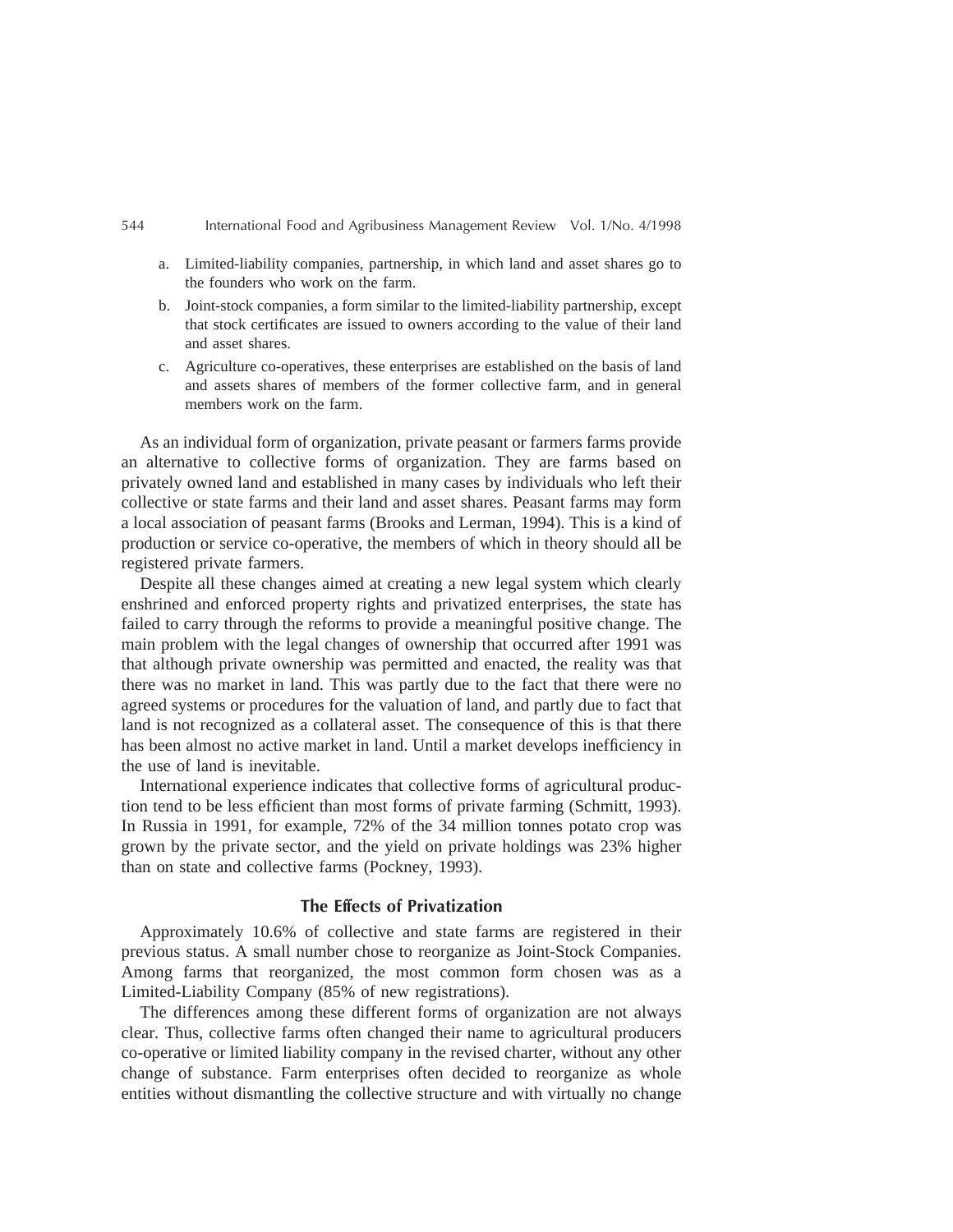a. Limited-liability companies, partnership, in which land and asset shares go to the founders who work on the farm.
b. Joint-stock companies, a form similar to the limited-liability partnership, except that stock certificates are issued to owners according to the value of their land and asset shares.
c. Agriculture co-operatives, these enterprises are established on the basis of land and assets shares of members of the former collective farm, and in general members work on the farm.

As an individual form of organization, private peasant or farmers farms provide an alternative to collective forms of organization. They are farms based on privately owned land and established in many cases by individuals who left their collective or state farms and their land and asset shares. Peasant farms may form a local association of peasant farms (Brooks and Lerman, 1994). This is a kind of production or service co-operative, the members of which in theory should all be registered private farmers.

Despite all these changes aimed at creating a new legal system which clearly enshrined and enforced property rights and privatized enterprises, the state has failed to carry through the reforms to provide a meaningful positive change. The main problem with the legal changes of ownership that occurred after 1991 was that although private ownership was permitted and enacted, the reality was that there was no market in land. This was partly due to the fact that there were no agreed systems or procedures for the valuation of land, and partly due to fact that land is not recognized as a collateral asset. The consequence of this is that there has been almost no active market in land. Until a market develops inefficiency in the use of land is inevitable.

International experience indicates that collective forms of agricultural production tend to be less efficient than most forms of private farming (Schmitt, 1993). In Russia in 1991, for example, 72% of the 34 million tonnes potato crop was grown by the private sector, and the yield on private holdings was 23% higher than on state and collective farms (Pockney, 1993).

## The Effects of Privatization

Approximately 10.6% of collective and state farms are registered in their previous status. A small number chose to reorganize as Joint-Stock Companies. Among farms that reorganized, the most common form chosen was as a Limited-Liability Company (85% of new registrations).

The differences among these different forms of organization are not always clear. Thus, collective farms often changed their name to agricultural producers co-operative or limited liability company in the revised charter, without any other change of substance. Farm enterprises often decided to reorganize as whole entities without dismantling the collective structure and with virtually no change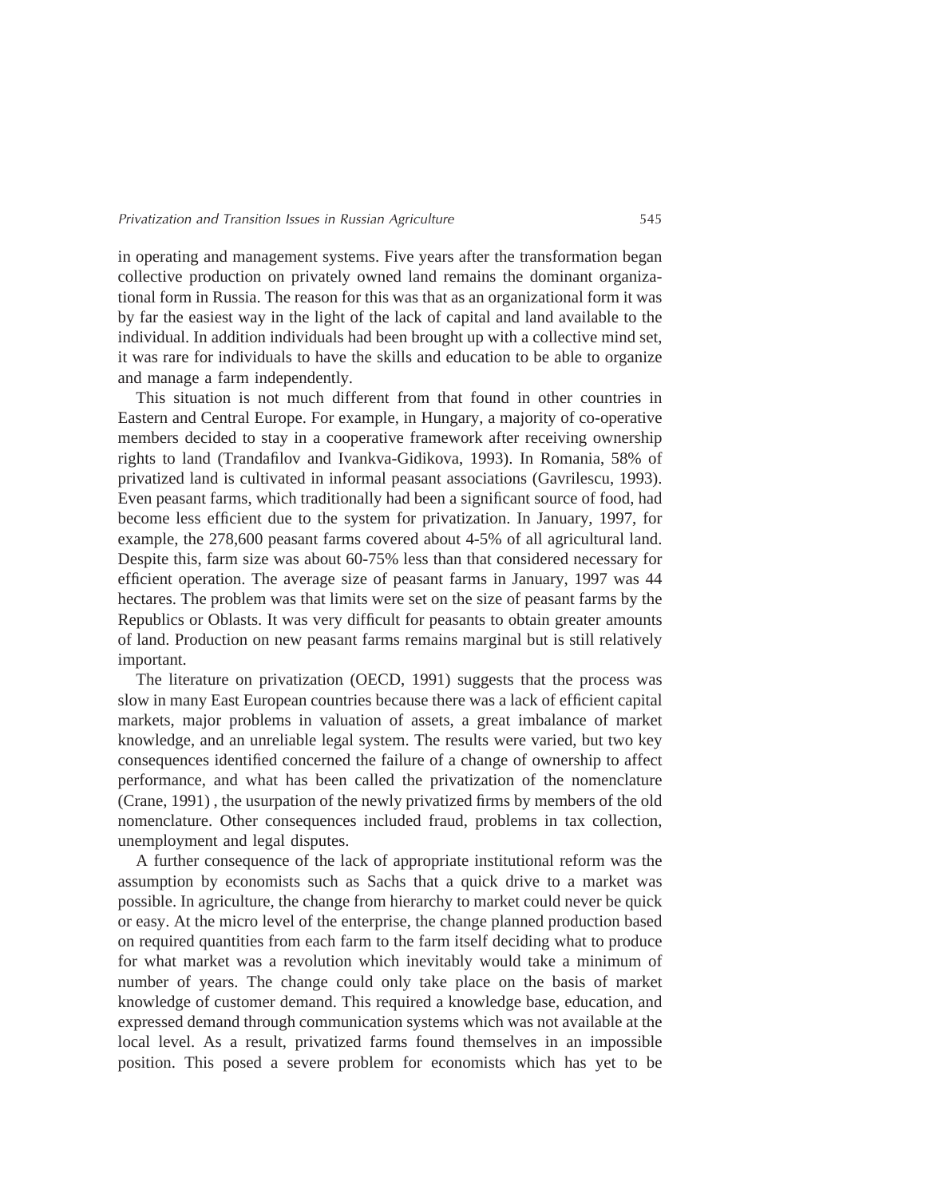in operating and management systems. Five years after the transformation began collective production on privately owned land remains the dominant organizational form in Russia. The reason for this was that as an organizational form it was by far the easiest way in the light of the lack of capital and land available to the individual. In addition individuals had been brought up with a collective mind set, it was rare for individuals to have the skills and education to be able to organize and manage a farm independently.

This situation is not much different from that found in other countries in Eastern and Central Europe. For example, in Hungary, a majority of co-operative members decided to stay in a cooperative framework after receiving ownership rights to land (Trandafilov and Ivankva-Gidikova, 1993). In Romania, 58% of privatized land is cultivated in informal peasant associations (Gavrilescu, 1993). Even peasant farms, which traditionally had been a significant source of food, had become less efficient due to the system for privatization. In January, 1997, for example, the 278,600 peasant farms covered about 4-5% of all agricultural land. Despite this, farm size was about 60-75% less than that considered necessary for efficient operation. The average size of peasant farms in January, 1997 was 44 hectares. The problem was that limits were set on the size of peasant farms by the Republics or Oblasts. It was very difficult for peasants to obtain greater amounts of land. Production on new peasant farms remains marginal but is still relatively important.

The literature on privatization (OECD, 1991) suggests that the process was slow in many East European countries because there was a lack of efficient capital markets, major problems in valuation of assets, a great imbalance of market knowledge, and an unreliable legal system. The results were varied, but two key consequences identified concerned the failure of a change of ownership to affect performance, and what has been called the privatization of the nomenclature (Crane, 1991) , the usurpation of the newly privatized firms by members of the old nomenclature. Other consequences included fraud, problems in tax collection, unemployment and legal disputes.

A further consequence of the lack of appropriate institutional reform was the assumption by economists such as Sachs that a quick drive to a market was possible. In agriculture, the change from hierarchy to market could never be quick or easy. At the micro level of the enterprise, the change planned production based on required quantities from each farm to the farm itself deciding what to produce for what market was a revolution which inevitably would take a minimum of number of years. The change could only take place on the basis of market knowledge of customer demand. This required a knowledge base, education, and expressed demand through communication systems which was not available at the local level. As a result, privatized farms found themselves in an impossible position. This posed a severe problem for economists which has yet to be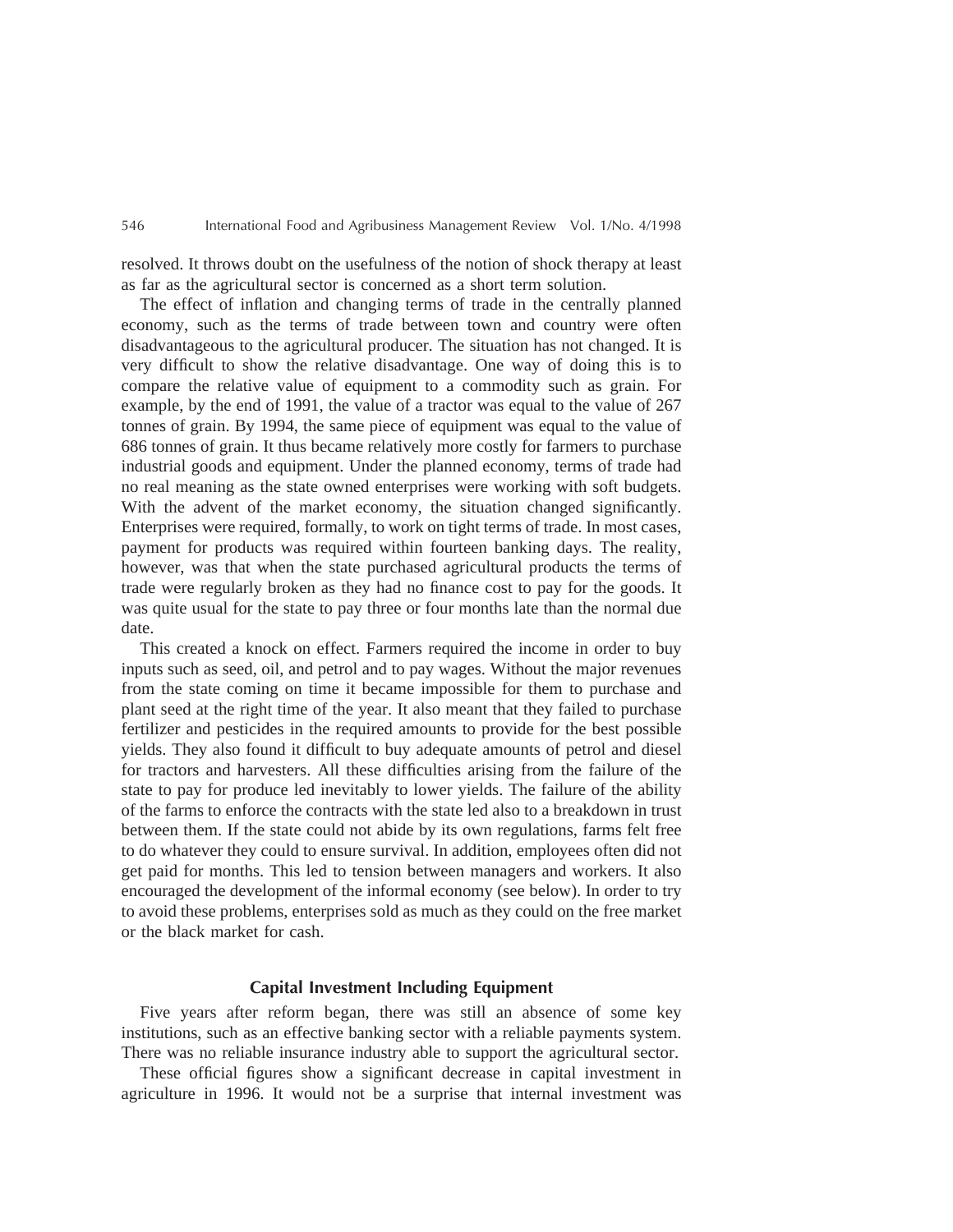resolved. It throws doubt on the usefulness of the notion of shock therapy at least as far as the agricultural sector is concerned as a short term solution.

The effect of inflation and changing terms of trade in the centrally planned economy, such as the terms of trade between town and country were often disadvantageous to the agricultural producer. The situation has not changed. It is very difficult to show the relative disadvantage. One way of doing this is to compare the relative value of equipment to a commodity such as grain. For example, by the end of 1991, the value of a tractor was equal to the value of 267 tonnes of grain. By 1994, the same piece of equipment was equal to the value of 686 tonnes of grain. It thus became relatively more costly for farmers to purchase industrial goods and equipment. Under the planned economy, terms of trade had no real meaning as the state owned enterprises were working with soft budgets. With the advent of the market economy, the situation changed significantly. Enterprises were required, formally, to work on tight terms of trade. In most cases, payment for products was required within fourteen banking days. The reality, however, was that when the state purchased agricultural products the terms of trade were regularly broken as they had no finance cost to pay for the goods. It was quite usual for the state to pay three or four months late than the normal due date.

This created a knock on effect. Farmers required the income in order to buy inputs such as seed, oil, and petrol and to pay wages. Without the major revenues from the state coming on time it became impossible for them to purchase and plant seed at the right time of the year. It also meant that they failed to purchase fertilizer and pesticides in the required amounts to provide for the best possible yields. They also found it difficult to buy adequate amounts of petrol and diesel for tractors and harvesters. All these difficulties arising from the failure of the state to pay for produce led inevitably to lower yields. The failure of the ability of the farms to enforce the contracts with the state led also to a breakdown in trust between them. If the state could not abide by its own regulations, farms felt free to do whatever they could to ensure survival. In addition, employees often did not get paid for months. This led to tension between managers and workers. It also encouraged the development of the informal economy (see below). In order to try to avoid these problems, enterprises sold as much as they could on the free market or the black market for cash.

## Capital Investment Including Equipment

Five years after reform began, there was still an absence of some key institutions, such as an effective banking sector with a reliable payments system. There was no reliable insurance industry able to support the agricultural sector.

These official figures show a significant decrease in capital investment in agriculture in 1996. It would not be a surprise that internal investment was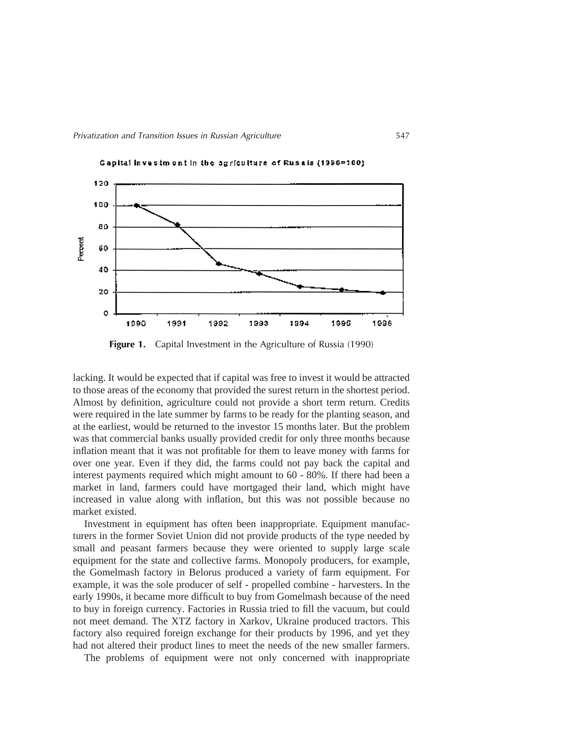Figure 1. Capital Investment in the Agriculture of Russia (1990)

lacking. It would be expected that if capital was free to invest it would be attracted to those areas of the economy that provided the surest return in the shortest period. Almost by definition, agriculture could not provide a short term return. Credits were required in the late summer by farms to be ready for the planting season, and at the earliest, would be returned to the investor 15 months later. But the problem was that commercial banks usually provided credit for only three months because inflation meant that it was not profitable for them to leave money with farms for over one year. Even if they did, the farms could not pay back the capital and interest payments required which might amount to 60 - 80%. If there had been a market in land, farmers could have mortgaged their land, which might have increased in value along with inflation, but this was not possible because no market existed.

Investment in equipment has often been inappropriate. Equipment manufacturers in the former Soviet Union did not provide products of the type needed by small and peasant farmers because they were oriented to supply large scale equipment for the state and collective farms. Monopoly producers, for example, the Gomelmash factory in Belorus produced a variety of farm equipment. For example, it was the sole producer of self - propelled combine - harvesters. In the early 1990s, it became more difficult to buy from Gomelmash because of the need to buy in foreign currency. Factories in Russia tried to fill the vacuum, but could not meet demand. The XTZ factory in Xarkov, Ukraine produced tractors. This factory also required foreign exchange for their products by 1996, and yet they had not altered their product lines to meet the needs of the new smaller farmers.

The problems of equipment were not only concerned with inappropriate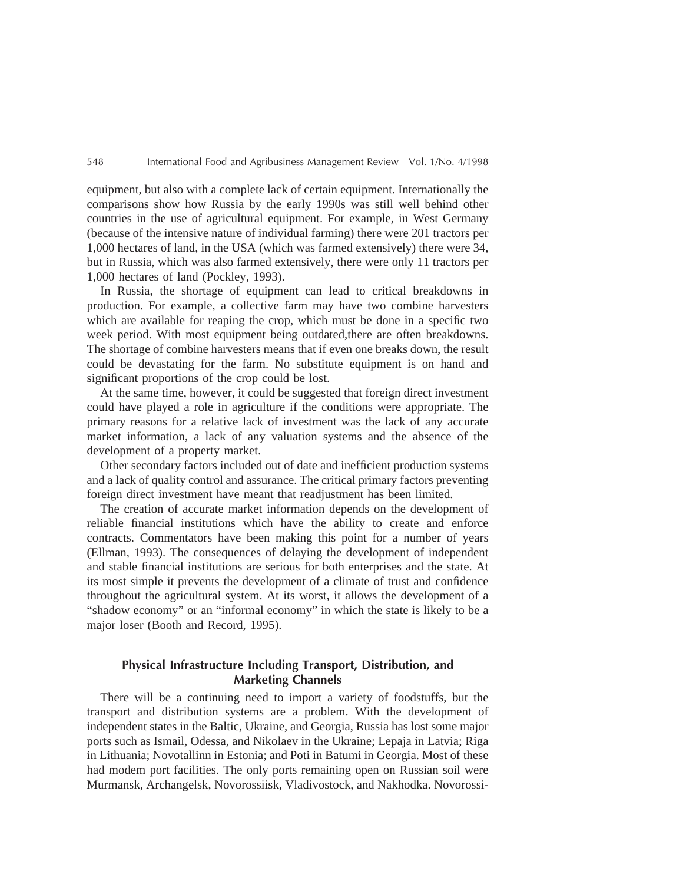equipment, but also with a complete lack of certain equipment. Internationally the comparisons show how Russia by the early 1990s was still well behind other countries in the use of agricultural equipment. For example, in West Germany (because of the intensive nature of individual farming) there were 201 tractors per 1,000 hectares of land, in the USA (which was farmed extensively) there were 34, but in Russia, which was also farmed extensively, there were only 11 tractors per 1,000 hectares of land (Pockley, 1993).

In Russia, the shortage of equipment can lead to critical breakdowns in production. For example, a collective farm may have two combine harvesters which are available for reaping the crop, which must be done in a specific two week period. With most equipment being outdated,there are often breakdowns. The shortage of combine harvesters means that if even one breaks down, the result could be devastating for the farm. No substitute equipment is on hand and significant proportions of the crop could be lost.

At the same time, however, it could be suggested that foreign direct investment could have played a role in agriculture if the conditions were appropriate. The primary reasons for a relative lack of investment was the lack of any accurate market information, a lack of any valuation systems and the absence of the development of a property market.

Other secondary factors included out of date and inefficient production systems and a lack of quality control and assurance. The critical primary factors preventing foreign direct investment have meant that readjustment has been limited.

The creation of accurate market information depends on the development of reliable financial institutions which have the ability to create and enforce contracts. Commentators have been making this point for a number of years (Ellman, 1993). The consequences of delaying the development of independent and stable financial institutions are serious for both enterprises and the state. At its most simple it prevents the development of a climate of trust and confidence throughout the agricultural system. At its worst, it allows the development of a "shadow economy" or an "informal economy" in which the state is likely to be a major loser (Booth and Record, 1995).

## Physical Infrastructure Including Transport, Distribution, and Marketing Channels

There will be a continuing need to import a variety of foodstuffs, but the transport and distribution systems are a problem. With the development of independent states in the Baltic, Ukraine, and Georgia, Russia has lost some major ports such as Ismail, Odessa, and Nikolaev in the Ukraine; Lepaja in Latvia; Riga in Lithuania; Novotallinn in Estonia; and Poti in Batumi in Georgia. Most of these had modem port facilities. The only ports remaining open on Russian soil were Murmansk, Archangelsk, Novorossiisk, Vladivostock, and Nakhodka. Novorossi-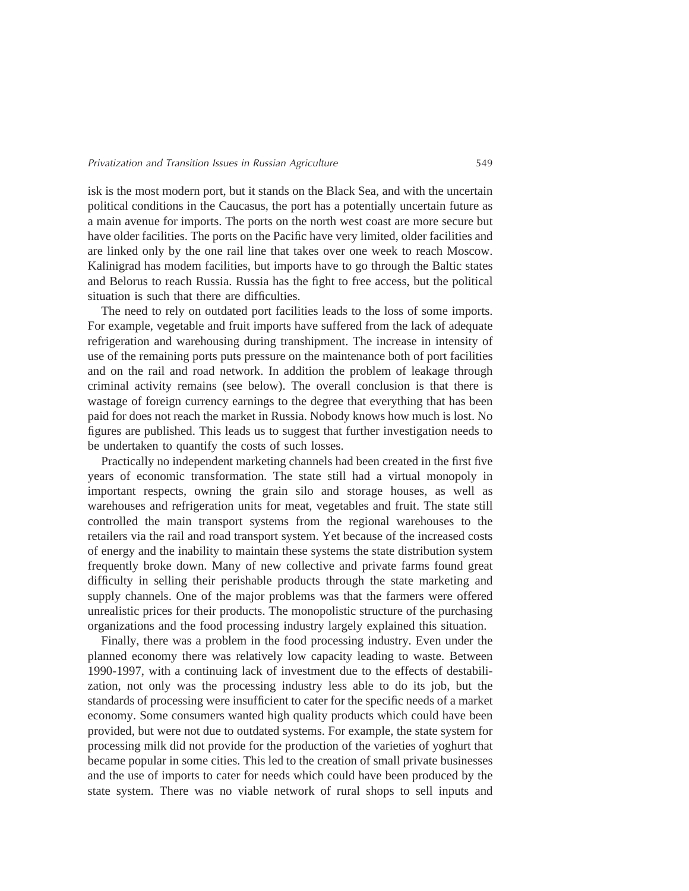isk is the most modern port, but it stands on the Black Sea, and with the uncertain political conditions in the Caucasus, the port has a potentially uncertain future as a main avenue for imports. The ports on the north west coast are more secure but have older facilities. The ports on the Pacific have very limited, older facilities and are linked only by the one rail line that takes over one week to reach Moscow. Kalinigrad has modem facilities, but imports have to go through the Baltic states and Belorus to reach Russia. Russia has the fight to free access, but the political situation is such that there are difficulties.

The need to rely on outdated port facilities leads to the loss of some imports. For example, vegetable and fruit imports have suffered from the lack of adequate refrigeration and warehousing during transhipment. The increase in intensity of use of the remaining ports puts pressure on the maintenance both of port facilities and on the rail and road network. In addition the problem of leakage through criminal activity remains (see below). The overall conclusion is that there is wastage of foreign currency earnings to the degree that everything that has been paid for does not reach the market in Russia. Nobody knows how much is lost. No figures are published. This leads us to suggest that further investigation needs to be undertaken to quantify the costs of such losses.

Practically no independent marketing channels had been created in the first five years of economic transformation. The state still had a virtual monopoly in important respects, owning the grain silo and storage houses, as well as warehouses and refrigeration units for meat, vegetables and fruit. The state still controlled the main transport systems from the regional warehouses to the retailers via the rail and road transport system. Yet because of the increased costs of energy and the inability to maintain these systems the state distribution system frequently broke down. Many of new collective and private farms found great difficulty in selling their perishable products through the state marketing and supply channels. One of the major problems was that the farmers were offered unrealistic prices for their products. The monopolistic structure of the purchasing organizations and the food processing industry largely explained this situation.

Finally, there was a problem in the food processing industry. Even under the planned economy there was relatively low capacity leading to waste. Between 1990-1997, with a continuing lack of investment due to the effects of destabilization, not only was the processing industry less able to do its job, but the standards of processing were insufficient to cater for the specific needs of a market economy. Some consumers wanted high quality products which could have been provided, but were not due to outdated systems. For example, the state system for processing milk did not provide for the production of the varieties of yoghurt that became popular in some cities. This led to the creation of small private businesses and the use of imports to cater for needs which could have been produced by the state system. There was no viable network of rural shops to sell inputs and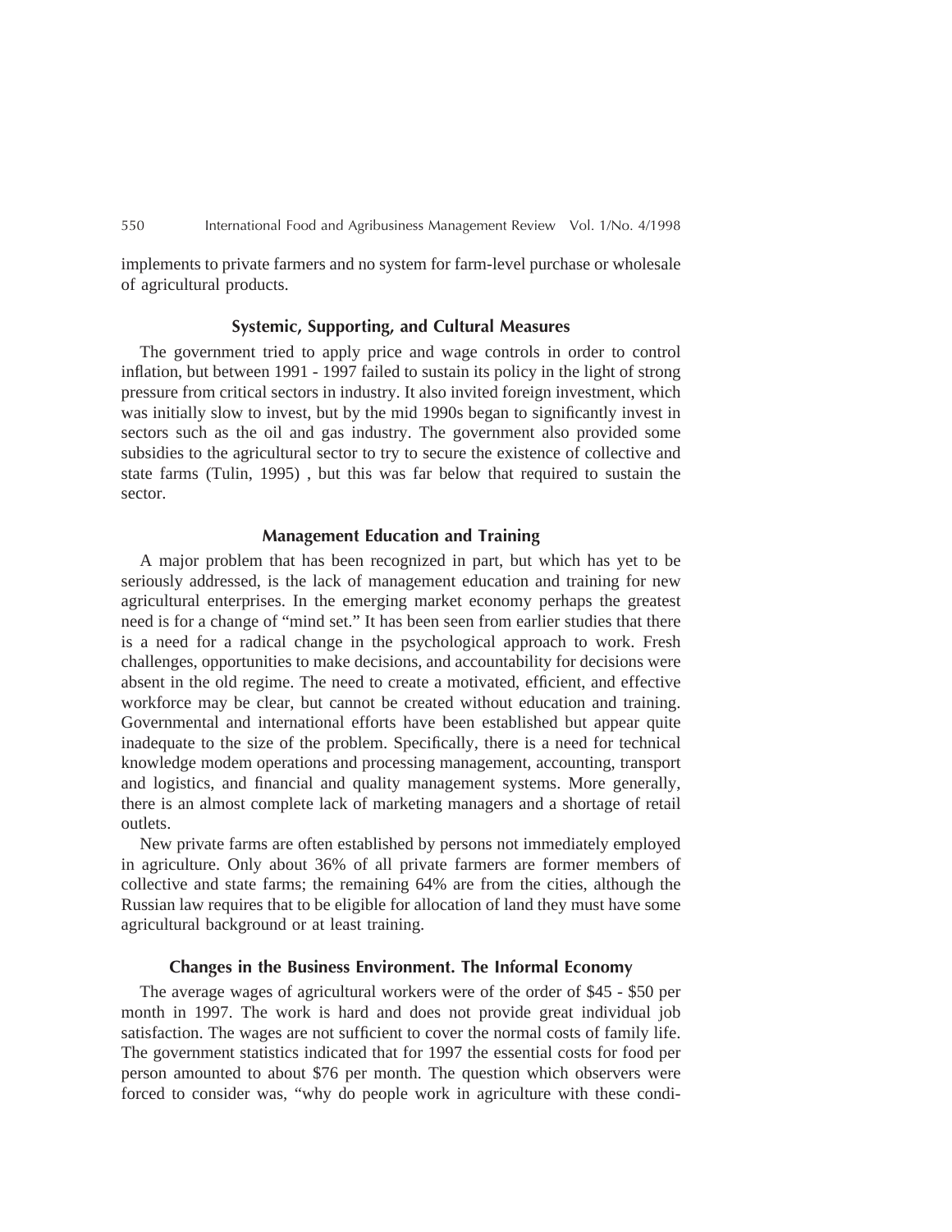implements to private farmers and no system for farm-level purchase or wholesale of agricultural products.

### Systemic, Supporting, and Cultural Measures

The government tried to apply price and wage controls in order to control inflation, but between 1991 - 1997 failed to sustain its policy in the light of strong pressure from critical sectors in industry. It also invited foreign investment, which was initially slow to invest, but by the mid 1990s began to significantly invest in sectors such as the oil and gas industry. The government also provided some subsidies to the agricultural sector to try to secure the existence of collective and state farms (Tulin, 1995) , but this was far below that required to sustain the sector.

### Management Education and Training

A major problem that has been recognized in part, but which has yet to be seriously addressed, is the lack of management education and training for new agricultural enterprises. In the emerging market economy perhaps the greatest need is for a change of "mind set." It has been seen from earlier studies that there is a need for a radical change in the psychological approach to work. Fresh challenges, opportunities to make decisions, and accountability for decisions were absent in the old regime. The need to create a motivated, efficient, and effective workforce may be clear, but cannot be created without education and training. Governmental and international efforts have been established but appear quite inadequate to the size of the problem. Specifically, there is a need for technical knowledge modem operations and processing management, accounting, transport and logistics, and financial and quality management systems. More generally, there is an almost complete lack of marketing managers and a shortage of retail outlets.

New private farms are often established by persons not immediately employed in agriculture. Only about 36% of all private farmers are former members of collective and state farms; the remaining 64% are from the cities, although the Russian law requires that to be eligible for allocation of land they must have some agricultural background or at least training.

### Changes in the Business Environment. The Informal Economy

The average wages of agricultural workers were of the order of $45 - $50 per month in 1997. The work is hard and does not provide great individual job satisfaction. The wages are not sufficient to cover the normal costs of family life. The government statistics indicated that for 1997 the essential costs for food per person amounted to about $76 per month. The question which observers were forced to consider was, "why do people work in agriculture with these condi-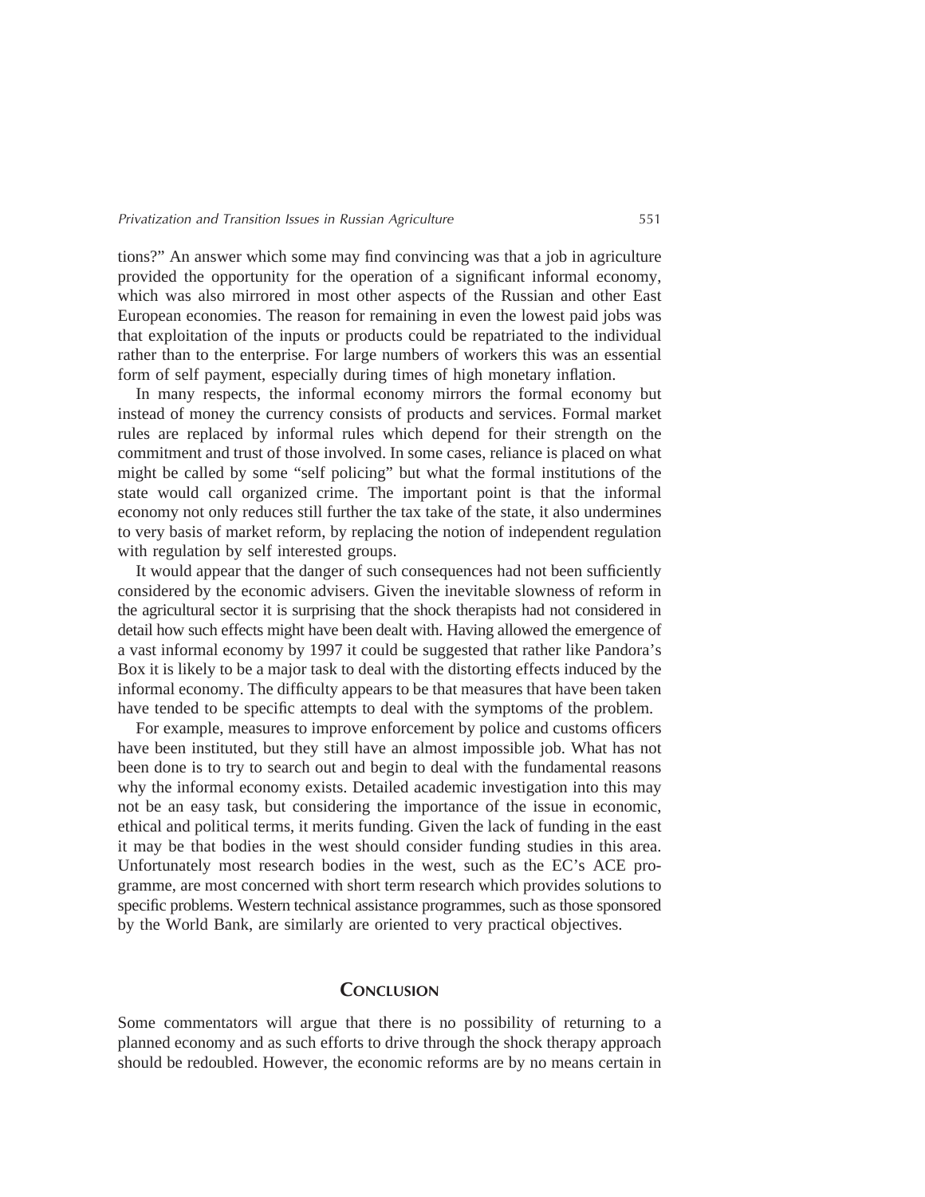tions?" An answer which some may find convincing was that a job in agriculture provided the opportunity for the operation of a significant informal economy, which was also mirrored in most other aspects of the Russian and other East European economies. The reason for remaining in even the lowest paid jobs was that exploitation of the inputs or products could be repatriated to the individual rather than to the enterprise. For large numbers of workers this was an essential form of self payment, especially during times of high monetary inflation.

In many respects, the informal economy mirrors the formal economy but instead of money the currency consists of products and services. Formal market rules are replaced by informal rules which depend for their strength on the commitment and trust of those involved. In some cases, reliance is placed on what might be called by some "self policing" but what the formal institutions of the state would call organized crime. The important point is that the informal economy not only reduces still further the tax take of the state, it also undermines to very basis of market reform, by replacing the notion of independent regulation with regulation by self interested groups.

It would appear that the danger of such consequences had not been sufficiently considered by the economic advisers. Given the inevitable slowness of reform in the agricultural sector it is surprising that the shock therapists had not considered in detail how such effects might have been dealt with. Having allowed the emergence of a vast informal economy by 1997 it could be suggested that rather like Pandora's Box it is likely to be a major task to deal with the distorting effects induced by the informal economy. The difficulty appears to be that measures that have been taken have tended to be specific attempts to deal with the symptoms of the problem.

For example, measures to improve enforcement by police and customs officers have been instituted, but they still have an almost impossible job. What has not been done is to try to search out and begin to deal with the fundamental reasons why the informal economy exists. Detailed academic investigation into this may not be an easy task, but considering the importance of the issue in economic, ethical and political terms, it merits funding. Given the lack of funding in the east it may be that bodies in the west should consider funding studies in this area. Unfortunately most research bodies in the west, such as the EC's ACE programme, are most concerned with short term research which provides solutions to specific problems. Western technical assistance programmes, such as those sponsored by the World Bank, are similarly are oriented to very practical objectives.

## Conclusion

Some commentators will argue that there is no possibility of returning to a planned economy and as such efforts to drive through the shock therapy approach should be redoubled. However, the economic reforms are by no means certain in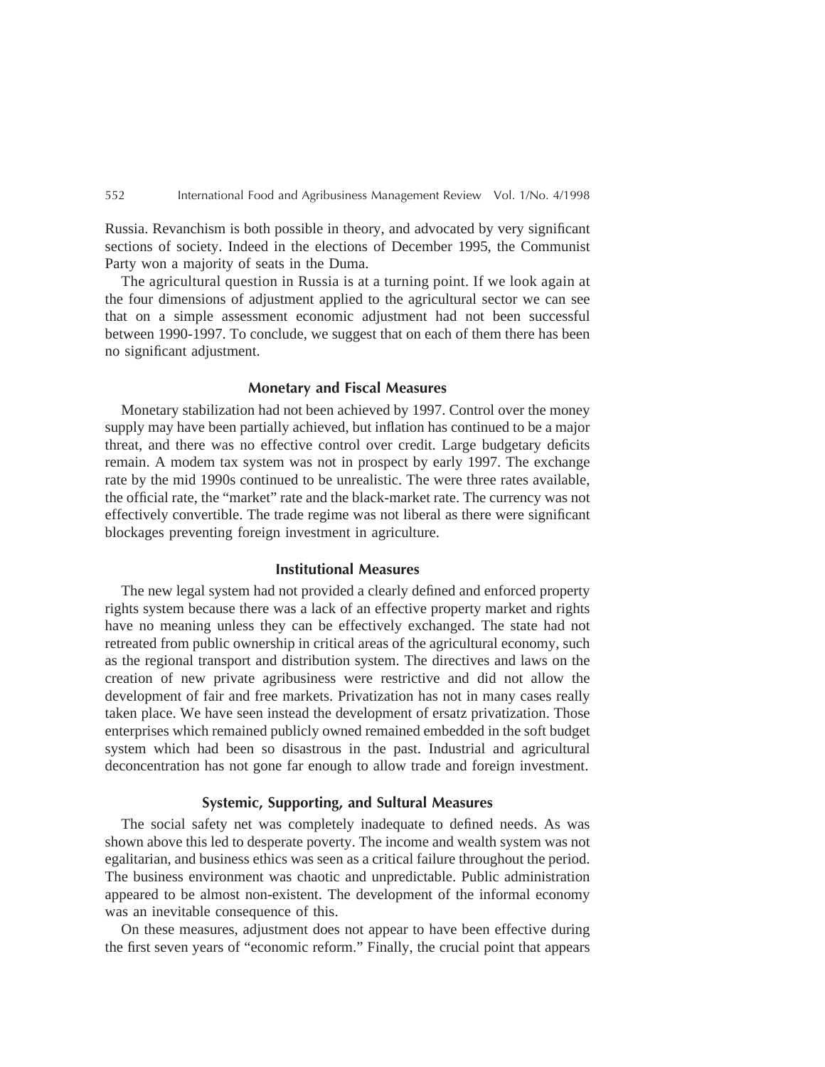Russia. Revanchism is both possible in theory, and advocated by very significant sections of society. Indeed in the elections of December 1995, the Communist Party won a majority of seats in the Duma.

The agricultural question in Russia is at a turning point. If we look again at the four dimensions of adjustment applied to the agricultural sector we can see that on a simple assessment economic adjustment had not been successful between 1990-1997. To conclude, we suggest that on each of them there has been no significant adjustment.

### Monetary and Fiscal Measures

Monetary stabilization had not been achieved by 1997. Control over the money supply may have been partially achieved, but inflation has continued to be a major threat, and there was no effective control over credit. Large budgetary deficits remain. A modem tax system was not in prospect by early 1997. The exchange rate by the mid 1990s continued to be unrealistic. The were three rates available, the official rate, the "market" rate and the black-market rate. The currency was not effectively convertible. The trade regime was not liberal as there were significant blockages preventing foreign investment in agriculture.

### Institutional Measures

The new legal system had not provided a clearly defined and enforced property rights system because there was a lack of an effective property market and rights have no meaning unless they can be effectively exchanged. The state had not retreated from public ownership in critical areas of the agricultural economy, such as the regional transport and distribution system. The directives and laws on the creation of new private agribusiness were restrictive and did not allow the development of fair and free markets. Privatization has not in many cases really taken place. We have seen instead the development of ersatz privatization. Those enterprises which remained publicly owned remained embedded in the soft budget system which had been so disastrous in the past. Industrial and agricultural deconcentration has not gone far enough to allow trade and foreign investment.

### Systemic, Supporting, and Sultural Measures

The social safety net was completely inadequate to defined needs. As was shown above this led to desperate poverty. The income and wealth system was not egalitarian, and business ethics was seen as a critical failure throughout the period. The business environment was chaotic and unpredictable. Public administration appeared to be almost non-existent. The development of the informal economy was an inevitable consequence of this.

On these measures, adjustment does not appear to have been effective during the first seven years of "economic reform." Finally, the crucial point that appears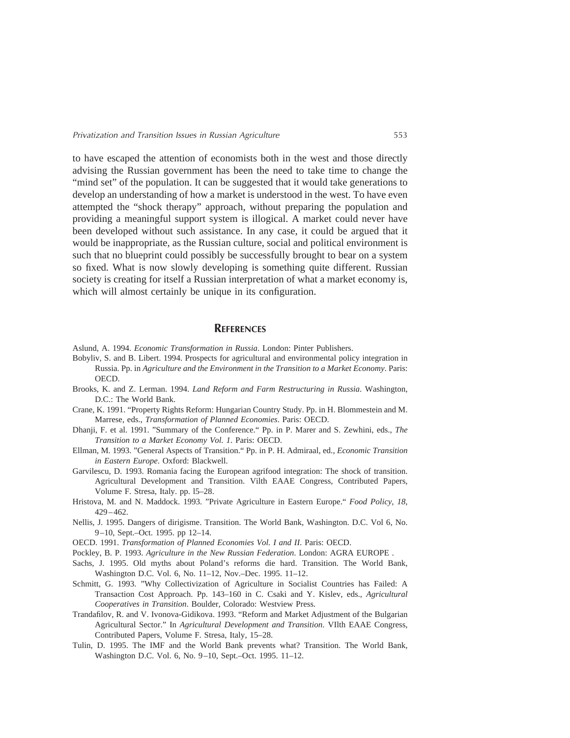to have escaped the attention of economists both in the west and those directly advising the Russian government has been the need to take time to change the "mind set" of the population. It can be suggested that it would take generations to develop an understanding of how a market is understood in the west. To have even attempted the "shock therapy" approach, without preparing the population and providing a meaningful support system is illogical. A market could never have been developed without such assistance. In any case, it could be argued that it would be inappropriate, as the Russian culture, social and political environment is such that no blueprint could possibly be successfully brought to bear on a system so fixed. What is now slowly developing is something quite different. Russian society is creating for itself a Russian interpretation of what a market economy is, which will almost certainly be unique in its configuration.

## REFERENCES

Aslund, A. 1994. *Economic Transformation in Russia*. London: Pinter Publishers.

Bobyliv, S. and B. Libert. 1994. Prospects for agricultural and environmental policy integration in Russia. Pp. in *Agriculture and the Environment in the Transition to a Market Economy*. Paris: OECD.

Brooks, K. and Z. Lerman. 1994. *Land Reform and Farm Restructuring in Russia*. Washington, D.C.: The World Bank.

Crane, K. 1991. "Property Rights Reform: Hungarian Country Study. Pp. in H. Blommestein and M. Marrese, eds., *Transformation of Planned Economies*. Paris: OECD.

Dhanji, F. et al. 1991. "Summary of the Conference." Pp. in P. Marer and S. Zewhini, eds., *The Transition to a Market Economy Vol. 1*. Paris: OECD.

Ellman, M. 1993. "General Aspects of Transition." Pp. in P. H. Admiraal, ed., *Economic Transition in Eastern Europe*. Oxford: Blackwell.

Garvilescu, D. 1993. Romania facing the European agrifood integration: The shock of transition. Agricultural Development and Transition. Vilth EAAE Congress, Contributed Papers, Volume F. Stresa, Italy. pp. l5–28.

Hristova, M. and N. Maddock. 1993. "Private Agriculture in Eastern Europe." *Food Policy, 18*, 429–462.

Nellis, J. 1995. Dangers of dirigisme. Transition. The World Bank, Washington. D.C. Vol 6, No. 9–10, Sept.–Oct. 1995. pp 12–14.

OECD. 1991. *Transformation of Planned Economies Vol. I and II*. Paris: OECD.

Pockley, B. P. 1993. *Agriculture in the New Russian Federation*. London: AGRA EUROPE .

Sachs, J. 1995. Old myths about Poland's reforms die hard. Transition. The World Bank, Washington D.C. Vol. 6, No. 11–12, Nov.–Dec. 1995. 11–12.

Schmitt, G. 1993. "Why Collectivization of Agriculture in Socialist Countries has Failed: A Transaction Cost Approach. Pp. 143–160 in C. Csaki and Y. Kislev, eds., *Agricultural Cooperatives in Transition*. Boulder, Colorado: Westview Press.

Trandafilov, R. and V. Ivonova-Gidikova. 1993. "Reform and Market Adjustment of the Bulgarian Agricultural Sector." In *Agricultural Development and Transition*. VIlth EAAE Congress, Contributed Papers, Volume F. Stresa, Italy, 15–28.

Tulin, D. 1995. The IMF and the World Bank prevents what? Transition. The World Bank, Washington D.C. Vol. 6, No. 9–10, Sept.–Oct. 1995. 11–12.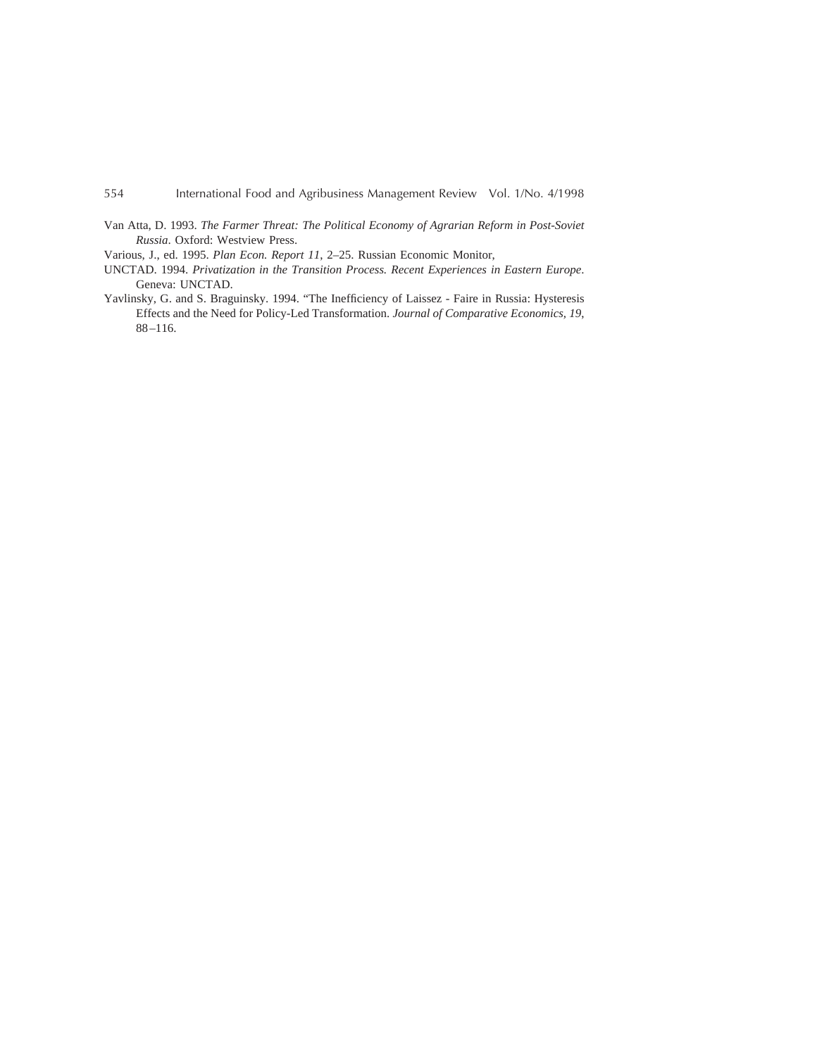Van Atta, D. 1993. *The Farmer Threat: The Political Economy of Agrarian Reform in Post-Soviet Russia*. Oxford: Westview Press.

Various, J., ed. 1995. *Plan Econ. Report 11*, 2–25. Russian Economic Monitor,

UNCTAD. 1994. *Privatization in the Transition Process. Recent Experiences in Eastern Europe*. Geneva: UNCTAD.

Yavlinsky, G. and S. Braguinsky. 1994. "The Inefficiency of Laissez - Faire in Russia: Hysteresis Effects and the Need for Policy-Led Transformation. *Journal of Comparative Economics, 19*, 88–116.